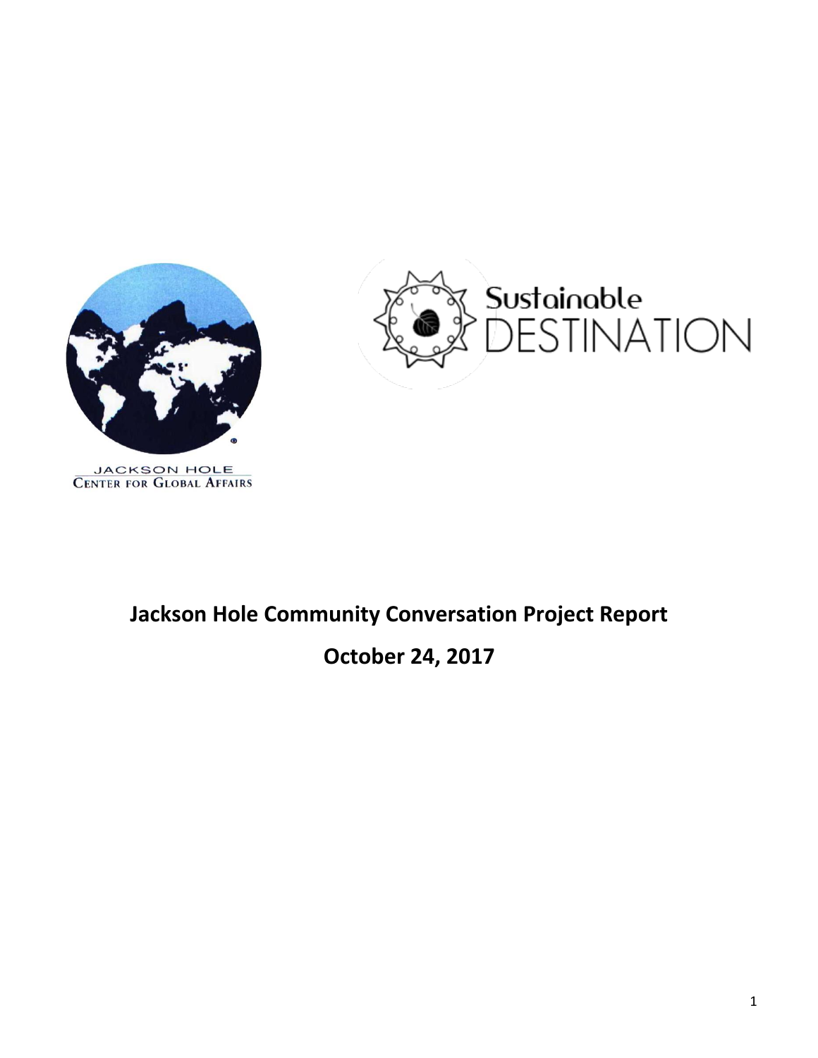JACKSON HOLE
CENTER FOR GLOBAL AFFAIRS

Sustainable DESTINATION

# Jackson Hole Community Conversation Project Report

## October 24, 2017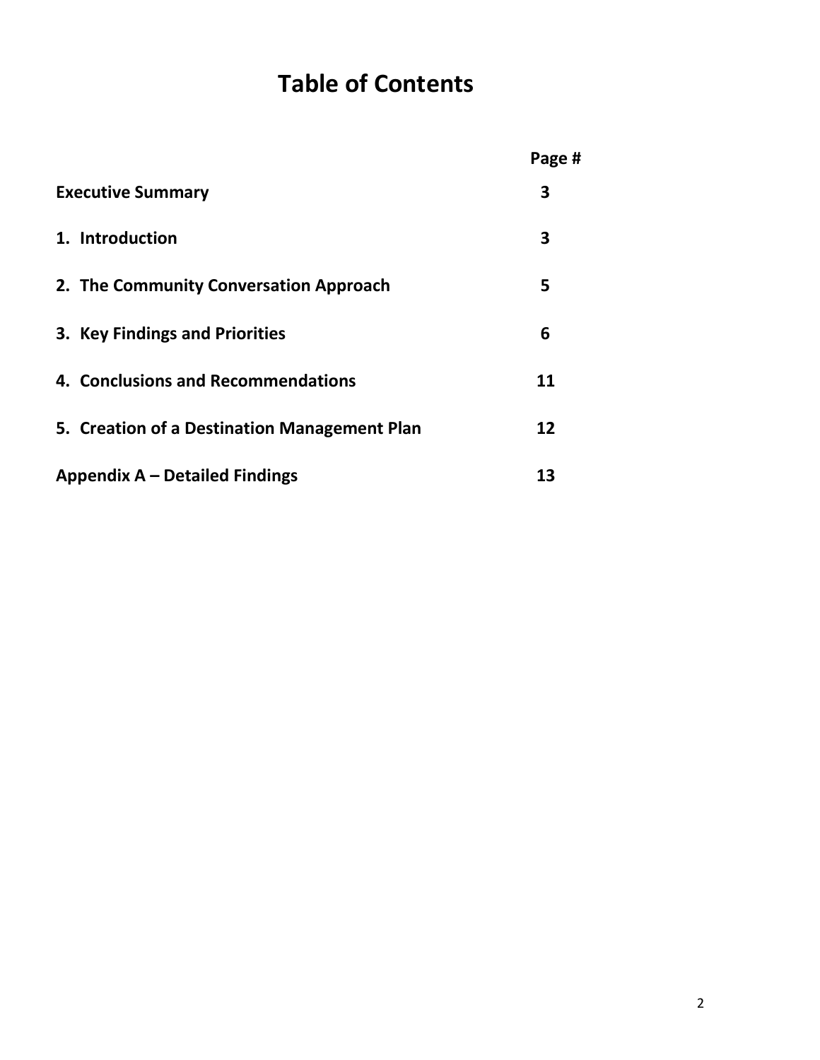# Table of Contents

| | Page # |
|---|---|
| **Executive Summary** | **3** |
| **1. Introduction** | **3** |
| **2. The Community Conversation Approach** | **5** |
| **3. Key Findings and Priorities** | **6** |
| **4. Conclusions and Recommendations** | **11** |
| **5. Creation of a Destination Management Plan** | **12** |
| **Appendix A – Detailed Findings** | **13** |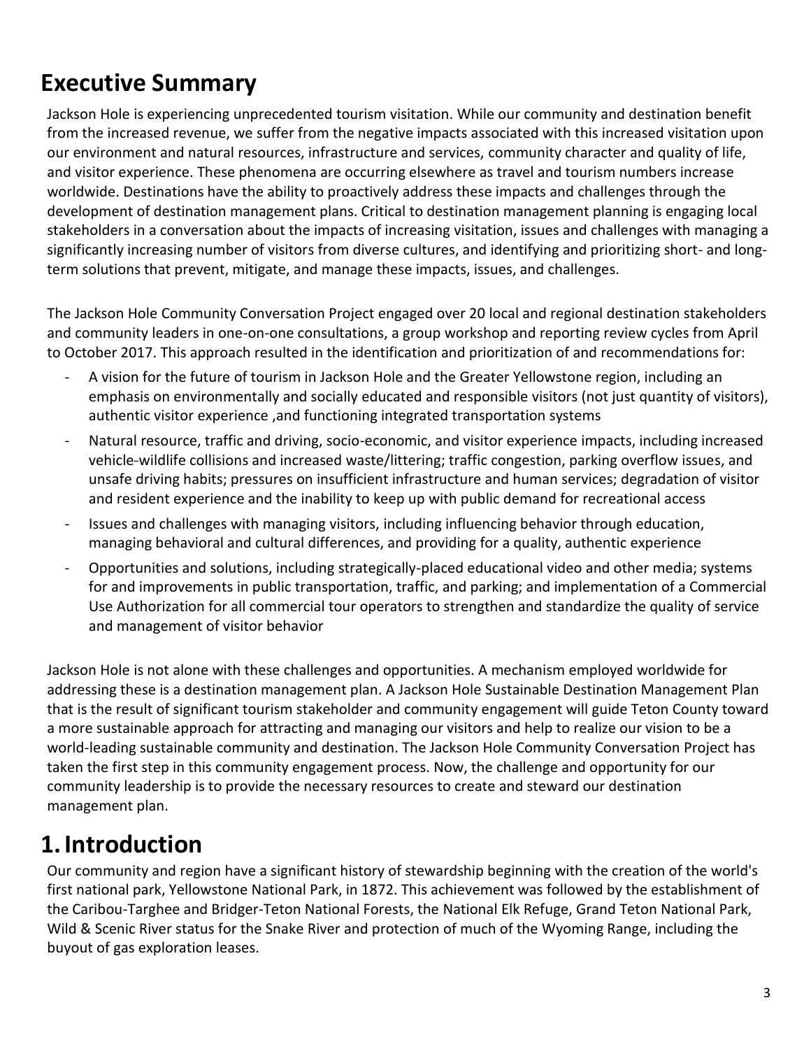# Executive Summary

Jackson Hole is experiencing unprecedented tourism visitation. While our community and destination benefit from the increased revenue, we suffer from the negative impacts associated with this increased visitation upon our environment and natural resources, infrastructure and services, community character and quality of life, and visitor experience. These phenomena are occurring elsewhere as travel and tourism numbers increase worldwide. Destinations have the ability to proactively address these impacts and challenges through the development of destination management plans. Critical to destination management planning is engaging local stakeholders in a conversation about the impacts of increasing visitation, issues and challenges with managing a significantly increasing number of visitors from diverse cultures, and identifying and prioritizing short- and long-term solutions that prevent, mitigate, and manage these impacts, issues, and challenges.

The Jackson Hole Community Conversation Project engaged over 20 local and regional destination stakeholders and community leaders in one-on-one consultations, a group workshop and reporting review cycles from April to October 2017. This approach resulted in the identification and prioritization of and recommendations for:

- A vision for the future of tourism in Jackson Hole and the Greater Yellowstone region, including an emphasis on environmentally and socially educated and responsible visitors (not just quantity of visitors), authentic visitor experience ,and functioning integrated transportation systems
- Natural resource, traffic and driving, socio-economic, and visitor experience impacts, including increased vehicle-wildlife collisions and increased waste/littering; traffic congestion, parking overflow issues, and unsafe driving habits; pressures on insufficient infrastructure and human services; degradation of visitor and resident experience and the inability to keep up with public demand for recreational access
- Issues and challenges with managing visitors, including influencing behavior through education, managing behavioral and cultural differences, and providing for a quality, authentic experience
- Opportunities and solutions, including strategically-placed educational video and other media; systems for and improvements in public transportation, traffic, and parking; and implementation of a Commercial Use Authorization for all commercial tour operators to strengthen and standardize the quality of service and management of visitor behavior

Jackson Hole is not alone with these challenges and opportunities. A mechanism employed worldwide for addressing these is a destination management plan. A Jackson Hole Sustainable Destination Management Plan that is the result of significant tourism stakeholder and community engagement will guide Teton County toward a more sustainable approach for attracting and managing our visitors and help to realize our vision to be a world-leading sustainable community and destination. The Jackson Hole Community Conversation Project has taken the first step in this community engagement process. Now, the challenge and opportunity for our community leadership is to provide the necessary resources to create and steward our destination management plan.

# 1. Introduction

Our community and region have a significant history of stewardship beginning with the creation of the world's first national park, Yellowstone National Park, in 1872. This achievement was followed by the establishment of the Caribou-Targhee and Bridger-Teton National Forests, the National Elk Refuge, Grand Teton National Park, Wild & Scenic River status for the Snake River and protection of much of the Wyoming Range, including the buyout of gas exploration leases.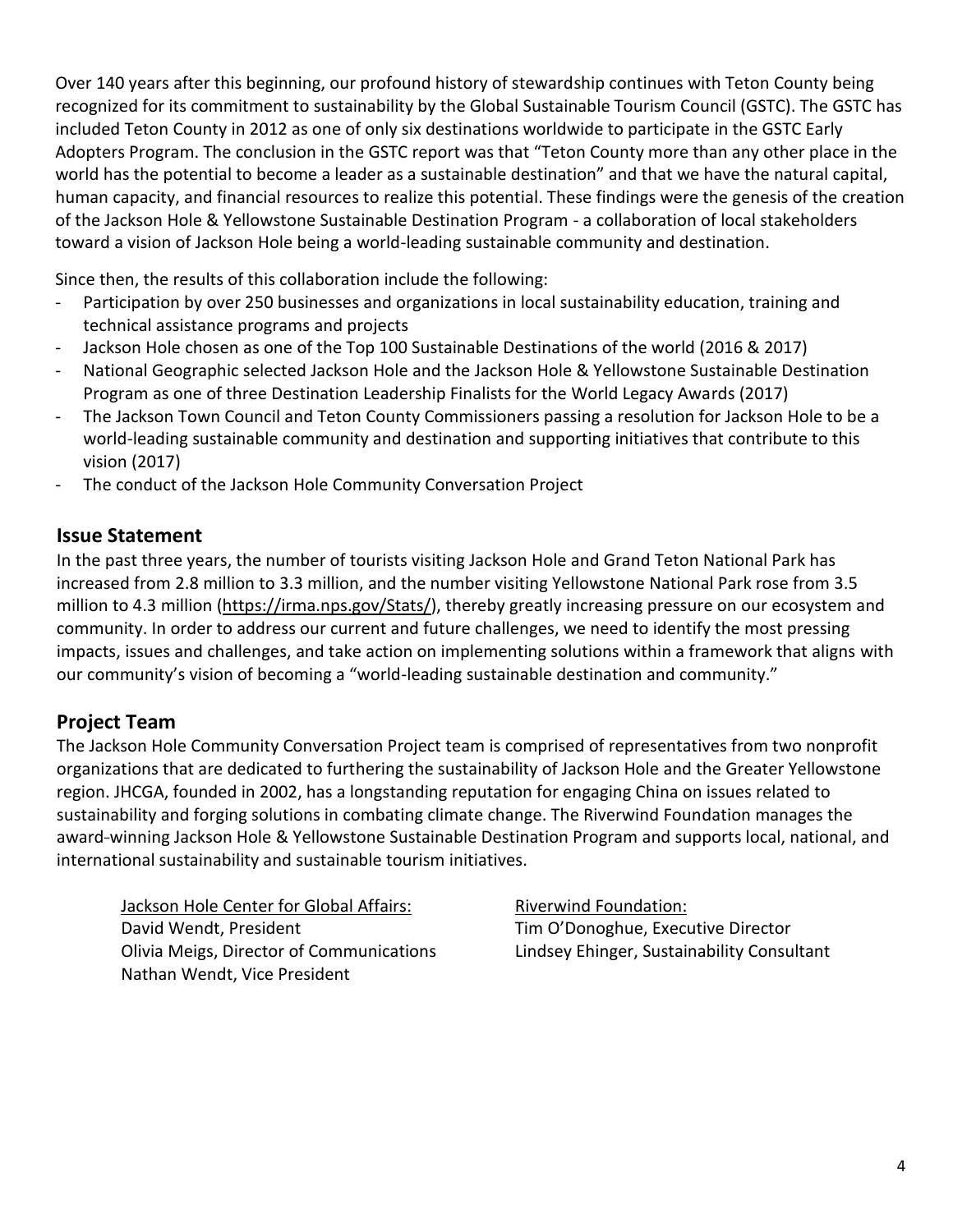Over 140 years after this beginning, our profound history of stewardship continues with Teton County being recognized for its commitment to sustainability by the Global Sustainable Tourism Council (GSTC). The GSTC has included Teton County in 2012 as one of only six destinations worldwide to participate in the GSTC Early Adopters Program. The conclusion in the GSTC report was that "Teton County more than any other place in the world has the potential to become a leader as a sustainable destination" and that we have the natural capital, human capacity, and financial resources to realize this potential. These findings were the genesis of the creation of the Jackson Hole & Yellowstone Sustainable Destination Program - a collaboration of local stakeholders toward a vision of Jackson Hole being a world-leading sustainable community and destination.

Since then, the results of this collaboration include the following:

- Participation by over 250 businesses and organizations in local sustainability education, training and technical assistance programs and projects
- Jackson Hole chosen as one of the Top 100 Sustainable Destinations of the world (2016 & 2017)
- National Geographic selected Jackson Hole and the Jackson Hole & Yellowstone Sustainable Destination Program as one of three Destination Leadership Finalists for the World Legacy Awards (2017)
- The Jackson Town Council and Teton County Commissioners passing a resolution for Jackson Hole to be a world-leading sustainable community and destination and supporting initiatives that contribute to this vision (2017)
- The conduct of the Jackson Hole Community Conversation Project

## Issue Statement

In the past three years, the number of tourists visiting Jackson Hole and Grand Teton National Park has increased from 2.8 million to 3.3 million, and the number visiting Yellowstone National Park rose from 3.5 million to 4.3 million (https://irma.nps.gov/Stats/), thereby greatly increasing pressure on our ecosystem and community. In order to address our current and future challenges, we need to identify the most pressing impacts, issues and challenges, and take action on implementing solutions within a framework that aligns with our community's vision of becoming a "world-leading sustainable destination and community."

## Project Team

The Jackson Hole Community Conversation Project team is comprised of representatives from two nonprofit organizations that are dedicated to furthering the sustainability of Jackson Hole and the Greater Yellowstone region. JHCGA, founded in 2002, has a longstanding reputation for engaging China on issues related to sustainability and forging solutions in combating climate change. The Riverwind Foundation manages the award-winning Jackson Hole & Yellowstone Sustainable Destination Program and supports local, national, and international sustainability and sustainable tourism initiatives.

Jackson Hole Center for Global Affairs:
David Wendt, President
Olivia Meigs, Director of Communications
Nathan Wendt, Vice President

Riverwind Foundation:
Tim O'Donoghue, Executive Director
Lindsey Ehinger, Sustainability Consultant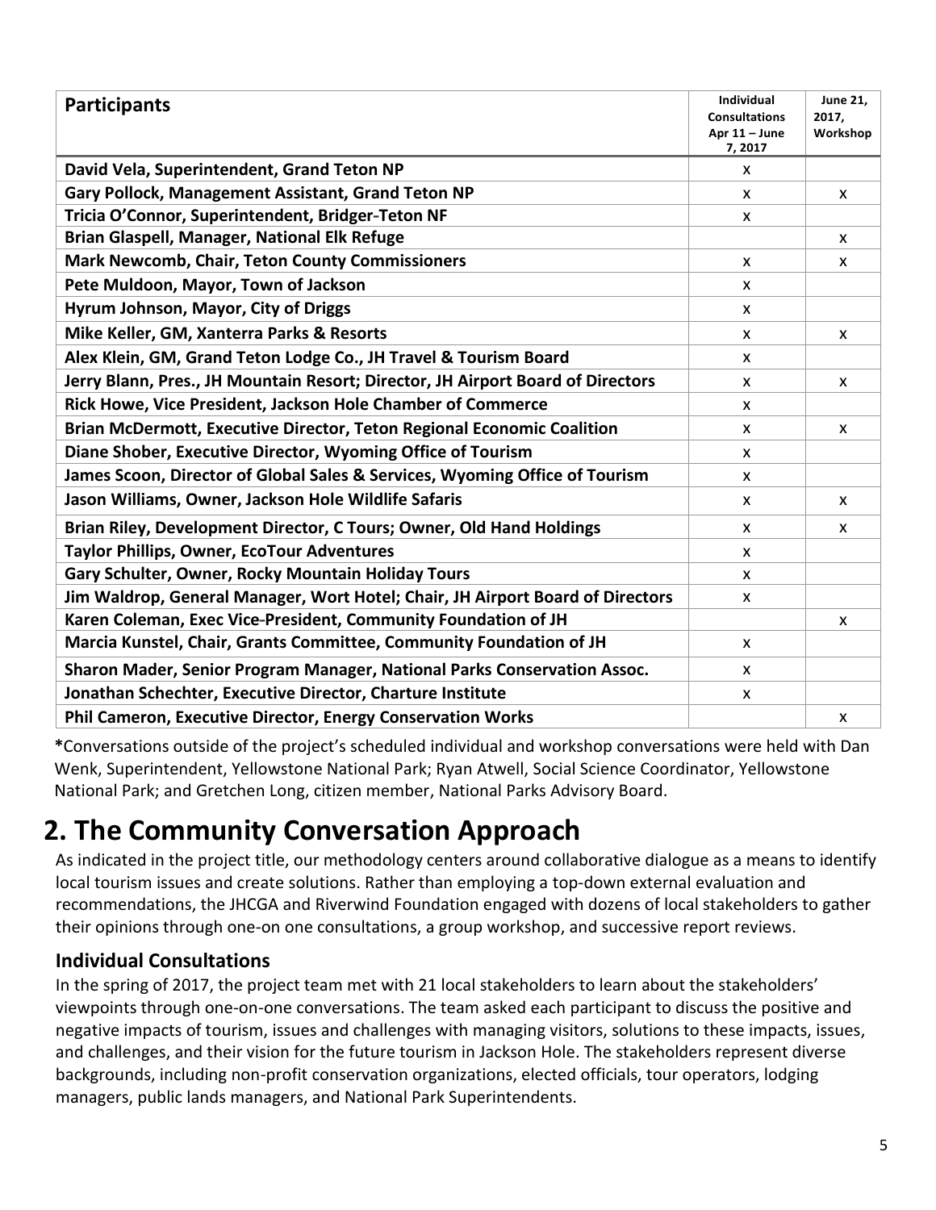| Participants | Individual Consultations Apr 11 – June 7, 2017 | June 21, 2017, Workshop |
|---|---|---|
| **David Vela, Superintendent, Grand Teton NP** | x | |
| **Gary Pollock, Management Assistant, Grand Teton NP** | x | x |
| **Tricia O'Connor, Superintendent, Bridger-Teton NF** | x | |
| **Brian Glaspell, Manager, National Elk Refuge** | | x |
| **Mark Newcomb, Chair, Teton County Commissioners** | x | x |
| **Pete Muldoon, Mayor, Town of Jackson** | x | |
| **Hyrum Johnson, Mayor, City of Driggs** | x | |
| **Mike Keller, GM, Xanterra Parks & Resorts** | x | x |
| **Alex Klein, GM, Grand Teton Lodge Co., JH Travel & Tourism Board** | x | |
| **Jerry Blann, Pres., JH Mountain Resort; Director, JH Airport Board of Directors** | x | x |
| **Rick Howe, Vice President, Jackson Hole Chamber of Commerce** | x | |
| **Brian McDermott, Executive Director, Teton Regional Economic Coalition** | x | x |
| **Diane Shober, Executive Director, Wyoming Office of Tourism** | x | |
| **James Scoon, Director of Global Sales & Services, Wyoming Office of Tourism** | x | |
| **Jason Williams, Owner, Jackson Hole Wildlife Safaris** | x | x |
| **Brian Riley, Development Director, C Tours; Owner, Old Hand Holdings** | x | x |
| **Taylor Phillips, Owner, EcoTour Adventures** | x | |
| **Gary Schulter, Owner, Rocky Mountain Holiday Tours** | x | |
| **Jim Waldrop, General Manager, Wort Hotel; Chair, JH Airport Board of Directors** | x | |
| **Karen Coleman, Exec Vice-President, Community Foundation of JH** | | x |
| **Marcia Kunstel, Chair, Grants Committee, Community Foundation of JH** | x | |
| **Sharon Mader, Senior Program Manager, National Parks Conservation Assoc.** | x | |
| **Jonathan Schechter, Executive Director, Charture Institute** | x | |
| **Phil Cameron, Executive Director, Energy Conservation Works** | | x |

**\***Conversations outside of the project's scheduled individual and workshop conversations were held with Dan Wenk, Superintendent, Yellowstone National Park; Ryan Atwell, Social Science Coordinator, Yellowstone National Park; and Gretchen Long, citizen member, National Parks Advisory Board.

# 2. The Community Conversation Approach

As indicated in the project title, our methodology centers around collaborative dialogue as a means to identify local tourism issues and create solutions. Rather than employing a top-down external evaluation and recommendations, the JHCGA and Riverwind Foundation engaged with dozens of local stakeholders to gather their opinions through one-on one consultations, a group workshop, and successive report reviews.

## Individual Consultations

In the spring of 2017, the project team met with 21 local stakeholders to learn about the stakeholders' viewpoints through one-on-one conversations. The team asked each participant to discuss the positive and negative impacts of tourism, issues and challenges with managing visitors, solutions to these impacts, issues, and challenges, and their vision for the future tourism in Jackson Hole. The stakeholders represent diverse backgrounds, including non-profit conservation organizations, elected officials, tour operators, lodging managers, public lands managers, and National Park Superintendents.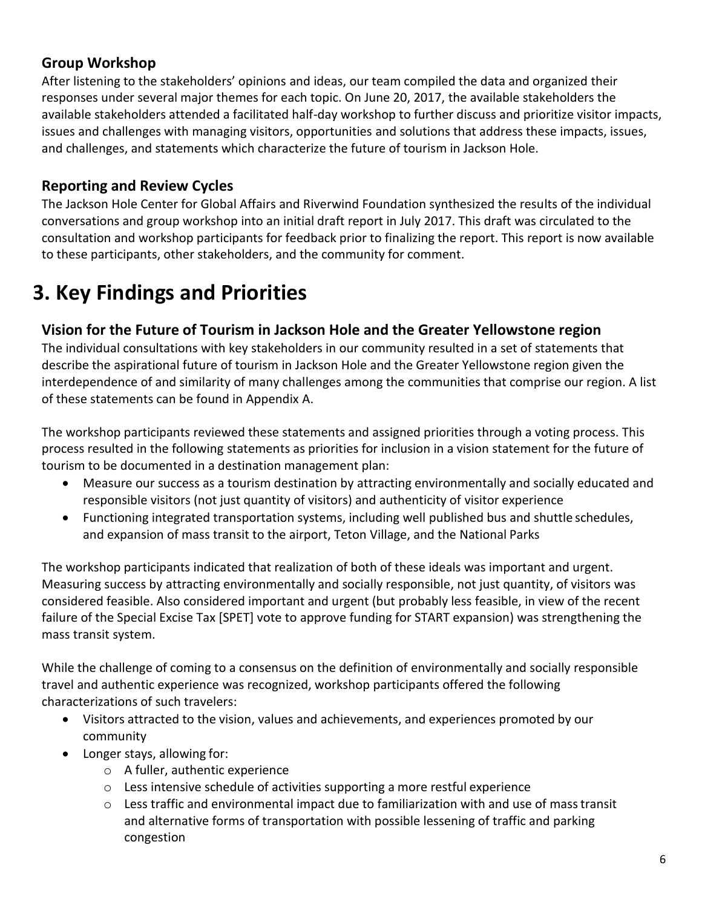### Group Workshop

After listening to the stakeholders' opinions and ideas, our team compiled the data and organized their responses under several major themes for each topic. On June 20, 2017, the available stakeholders the available stakeholders attended a facilitated half-day workshop to further discuss and prioritize visitor impacts, issues and challenges with managing visitors, opportunities and solutions that address these impacts, issues, and challenges, and statements which characterize the future of tourism in Jackson Hole.

### Reporting and Review Cycles

The Jackson Hole Center for Global Affairs and Riverwind Foundation synthesized the results of the individual conversations and group workshop into an initial draft report in July 2017. This draft was circulated to the consultation and workshop participants for feedback prior to finalizing the report. This report is now available to these participants, other stakeholders, and the community for comment.

## 3. Key Findings and Priorities

### Vision for the Future of Tourism in Jackson Hole and the Greater Yellowstone region

The individual consultations with key stakeholders in our community resulted in a set of statements that describe the aspirational future of tourism in Jackson Hole and the Greater Yellowstone region given the interdependence of and similarity of many challenges among the communities that comprise our region. A list of these statements can be found in Appendix A.

The workshop participants reviewed these statements and assigned priorities through a voting process. This process resulted in the following statements as priorities for inclusion in a vision statement for the future of tourism to be documented in a destination management plan:

- Measure our success as a tourism destination by attracting environmentally and socially educated and responsible visitors (not just quantity of visitors) and authenticity of visitor experience
- Functioning integrated transportation systems, including well published bus and shuttle schedules, and expansion of mass transit to the airport, Teton Village, and the National Parks

The workshop participants indicated that realization of both of these ideals was important and urgent. Measuring success by attracting environmentally and socially responsible, not just quantity, of visitors was considered feasible. Also considered important and urgent (but probably less feasible, in view of the recent failure of the Special Excise Tax [SPET] vote to approve funding for START expansion) was strengthening the mass transit system.

While the challenge of coming to a consensus on the definition of environmentally and socially responsible travel and authentic experience was recognized, workshop participants offered the following characterizations of such travelers:

- Visitors attracted to the vision, values and achievements, and experiences promoted by our community
- Longer stays, allowing for:
  - A fuller, authentic experience
  - Less intensive schedule of activities supporting a more restful experience
  - Less traffic and environmental impact due to familiarization with and use of mass transit and alternative forms of transportation with possible lessening of traffic and parking congestion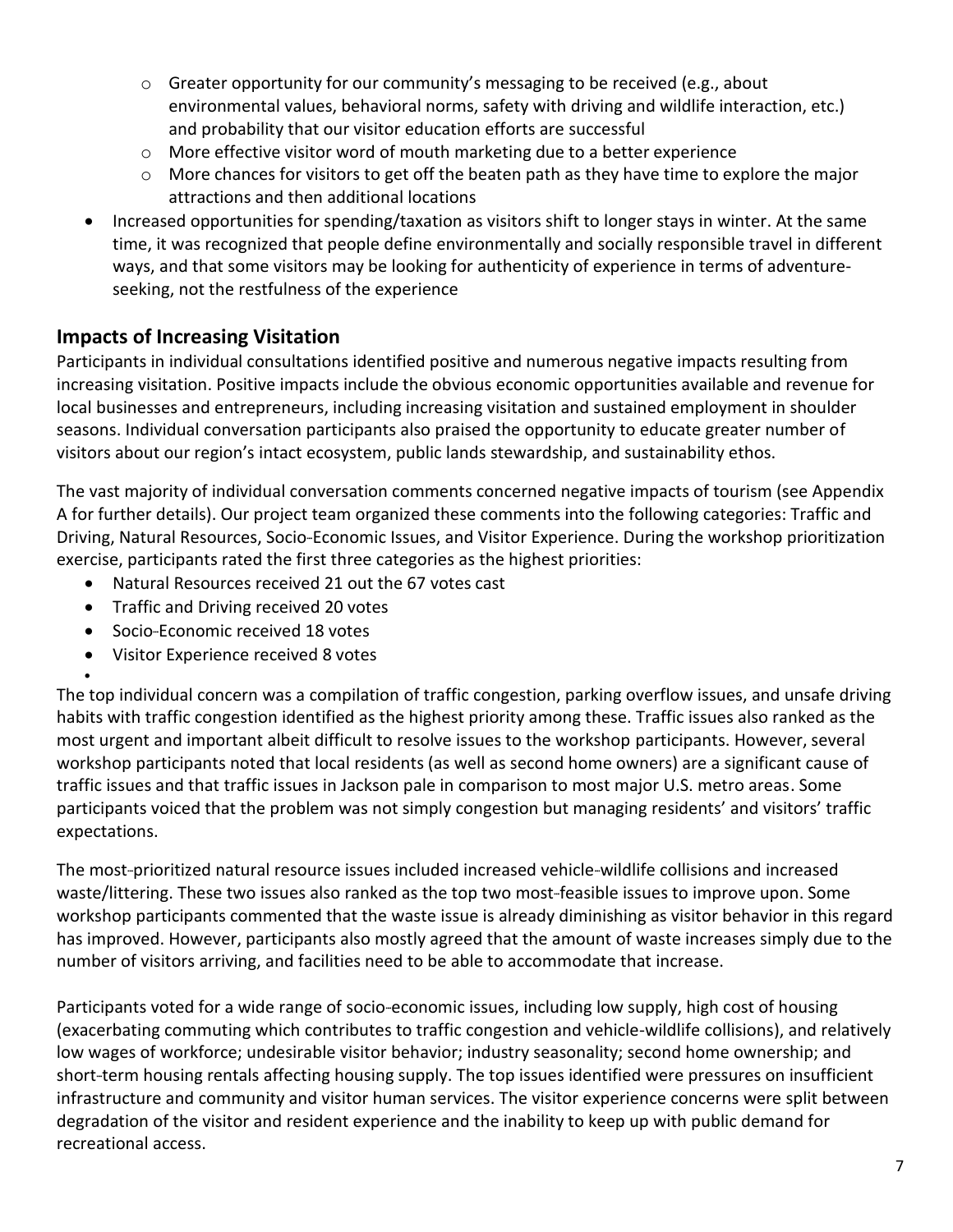- Greater opportunity for our community's messaging to be received (e.g., about environmental values, behavioral norms, safety with driving and wildlife interaction, etc.) and probability that our visitor education efforts are successful
    - More effective visitor word of mouth marketing due to a better experience
    - More chances for visitors to get off the beaten path as they have time to explore the major attractions and then additional locations
- Increased opportunities for spending/taxation as visitors shift to longer stays in winter. At the same time, it was recognized that people define environmentally and socially responsible travel in different ways, and that some visitors may be looking for authenticity of experience in terms of adventure-seeking, not the restfulness of the experience

## Impacts of Increasing Visitation

Participants in individual consultations identified positive and numerous negative impacts resulting from increasing visitation. Positive impacts include the obvious economic opportunities available and revenue for local businesses and entrepreneurs, including increasing visitation and sustained employment in shoulder seasons. Individual conversation participants also praised the opportunity to educate greater number of visitors about our region's intact ecosystem, public lands stewardship, and sustainability ethos.

The vast majority of individual conversation comments concerned negative impacts of tourism (see Appendix A for further details). Our project team organized these comments into the following categories: Traffic and Driving, Natural Resources, Socio-Economic Issues, and Visitor Experience. During the workshop prioritization exercise, participants rated the first three categories as the highest priorities:

- Natural Resources received 21 out the 67 votes cast
- Traffic and Driving received 20 votes
- Socio-Economic received 18 votes
- Visitor Experience received 8 votes

The top individual concern was a compilation of traffic congestion, parking overflow issues, and unsafe driving habits with traffic congestion identified as the highest priority among these. Traffic issues also ranked as the most urgent and important albeit difficult to resolve issues to the workshop participants. However, several workshop participants noted that local residents (as well as second home owners) are a significant cause of traffic issues and that traffic issues in Jackson pale in comparison to most major U.S. metro areas. Some participants voiced that the problem was not simply congestion but managing residents' and visitors' traffic expectations.

The most-prioritized natural resource issues included increased vehicle-wildlife collisions and increased waste/littering. These two issues also ranked as the top two most-feasible issues to improve upon. Some workshop participants commented that the waste issue is already diminishing as visitor behavior in this regard has improved. However, participants also mostly agreed that the amount of waste increases simply due to the number of visitors arriving, and facilities need to be able to accommodate that increase.

Participants voted for a wide range of socio-economic issues, including low supply, high cost of housing (exacerbating commuting which contributes to traffic congestion and vehicle-wildlife collisions), and relatively low wages of workforce; undesirable visitor behavior; industry seasonality; second home ownership; and short-term housing rentals affecting housing supply. The top issues identified were pressures on insufficient infrastructure and community and visitor human services. The visitor experience concerns were split between degradation of the visitor and resident experience and the inability to keep up with public demand for recreational access.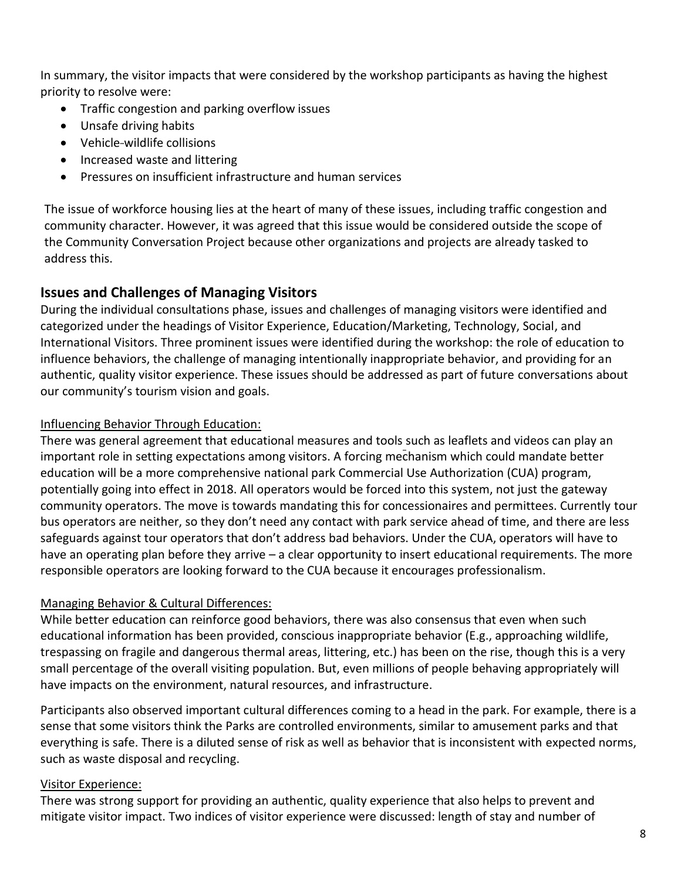In summary, the visitor impacts that were considered by the workshop participants as having the highest priority to resolve were:

- Traffic congestion and parking overflow issues
- Unsafe driving habits
- Vehicle-wildlife collisions
- Increased waste and littering
- Pressures on insufficient infrastructure and human services

The issue of workforce housing lies at the heart of many of these issues, including traffic congestion and community character. However, it was agreed that this issue would be considered outside the scope of the Community Conversation Project because other organizations and projects are already tasked to address this.

## Issues and Challenges of Managing Visitors

During the individual consultations phase, issues and challenges of managing visitors were identified and categorized under the headings of Visitor Experience, Education/Marketing, Technology, Social, and International Visitors. Three prominent issues were identified during the workshop: the role of education to influence behaviors, the challenge of managing intentionally inappropriate behavior, and providing for an authentic, quality visitor experience. These issues should be addressed as part of future conversations about our community's tourism vision and goals.

Influencing Behavior Through Education:

There was general agreement that educational measures and tools such as leaflets and videos can play an important role in setting expectations among visitors. A forcing mechanism which could mandate better education will be a more comprehensive national park Commercial Use Authorization (CUA) program, potentially going into effect in 2018. All operators would be forced into this system, not just the gateway community operators. The move is towards mandating this for concessionaires and permittees. Currently tour bus operators are neither, so they don't need any contact with park service ahead of time, and there are less safeguards against tour operators that don't address bad behaviors. Under the CUA, operators will have to have an operating plan before they arrive – a clear opportunity to insert educational requirements. The more responsible operators are looking forward to the CUA because it encourages professionalism.

Managing Behavior & Cultural Differences:

While better education can reinforce good behaviors, there was also consensus that even when such educational information has been provided, conscious inappropriate behavior (E.g., approaching wildlife, trespassing on fragile and dangerous thermal areas, littering, etc.) has been on the rise, though this is a very small percentage of the overall visiting population. But, even millions of people behaving appropriately will have impacts on the environment, natural resources, and infrastructure.

Participants also observed important cultural differences coming to a head in the park. For example, there is a sense that some visitors think the Parks are controlled environments, similar to amusement parks and that everything is safe. There is a diluted sense of risk as well as behavior that is inconsistent with expected norms, such as waste disposal and recycling.

Visitor Experience:

There was strong support for providing an authentic, quality experience that also helps to prevent and mitigate visitor impact. Two indices of visitor experience were discussed: length of stay and number of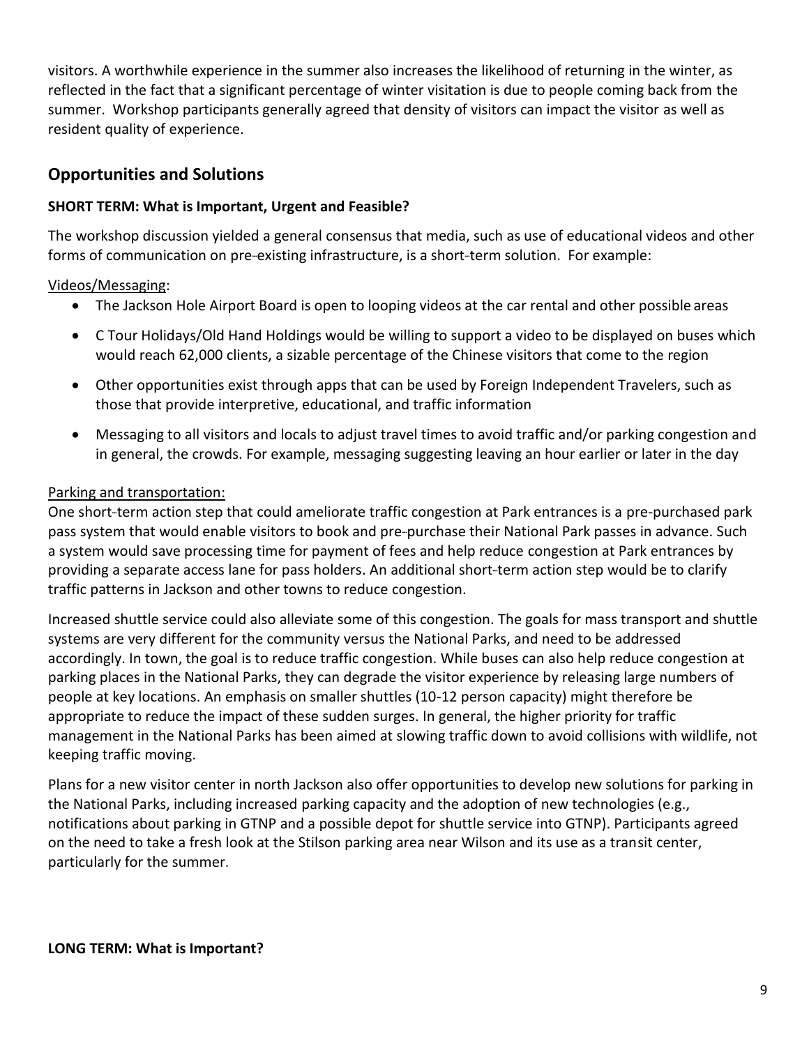visitors. A worthwhile experience in the summer also increases the likelihood of returning in the winter, as reflected in the fact that a significant percentage of winter visitation is due to people coming back from the summer. Workshop participants generally agreed that density of visitors can impact the visitor as well as resident quality of experience.

## Opportunities and Solutions

**SHORT TERM: What is Important, Urgent and Feasible?**

The workshop discussion yielded a general consensus that media, such as use of educational videos and other forms of communication on pre-existing infrastructure, is a short-term solution. For example:

Videos/Messaging:

- The Jackson Hole Airport Board is open to looping videos at the car rental and other possible areas
- C Tour Holidays/Old Hand Holdings would be willing to support a video to be displayed on buses which would reach 62,000 clients, a sizable percentage of the Chinese visitors that come to the region
- Other opportunities exist through apps that can be used by Foreign Independent Travelers, such as those that provide interpretive, educational, and traffic information
- Messaging to all visitors and locals to adjust travel times to avoid traffic and/or parking congestion and in general, the crowds. For example, messaging suggesting leaving an hour earlier or later in the day

Parking and transportation:

One short-term action step that could ameliorate traffic congestion at Park entrances is a pre-purchased park pass system that would enable visitors to book and pre-purchase their National Park passes in advance. Such a system would save processing time for payment of fees and help reduce congestion at Park entrances by providing a separate access lane for pass holders. An additional short-term action step would be to clarify traffic patterns in Jackson and other towns to reduce congestion.

Increased shuttle service could also alleviate some of this congestion. The goals for mass transport and shuttle systems are very different for the community versus the National Parks, and need to be addressed accordingly. In town, the goal is to reduce traffic congestion. While buses can also help reduce congestion at parking places in the National Parks, they can degrade the visitor experience by releasing large numbers of people at key locations. An emphasis on smaller shuttles (10-12 person capacity) might therefore be appropriate to reduce the impact of these sudden surges. In general, the higher priority for traffic management in the National Parks has been aimed at slowing traffic down to avoid collisions with wildlife, not keeping traffic moving.

Plans for a new visitor center in north Jackson also offer opportunities to develop new solutions for parking in the National Parks, including increased parking capacity and the adoption of new technologies (e.g., notifications about parking in GTNP and a possible depot for shuttle service into GTNP). Participants agreed on the need to take a fresh look at the Stilson parking area near Wilson and its use as a transit center, particularly for the summer.

**LONG TERM: What is Important?**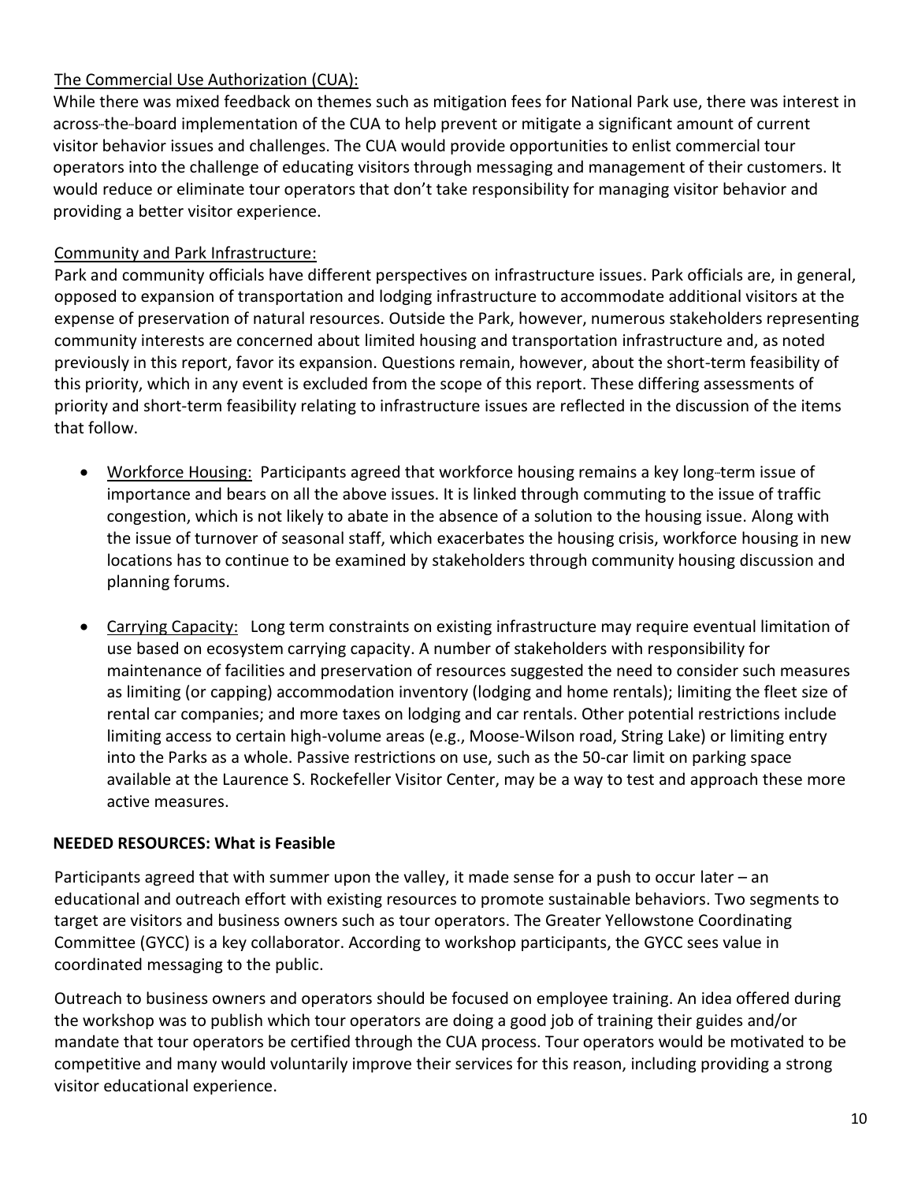The Commercial Use Authorization (CUA):

While there was mixed feedback on themes such as mitigation fees for National Park use, there was interest in across-the-board implementation of the CUA to help prevent or mitigate a significant amount of current visitor behavior issues and challenges. The CUA would provide opportunities to enlist commercial tour operators into the challenge of educating visitors through messaging and management of their customers. It would reduce or eliminate tour operators that don't take responsibility for managing visitor behavior and providing a better visitor experience.

Community and Park Infrastructure:

Park and community officials have different perspectives on infrastructure issues. Park officials are, in general, opposed to expansion of transportation and lodging infrastructure to accommodate additional visitors at the expense of preservation of natural resources. Outside the Park, however, numerous stakeholders representing community interests are concerned about limited housing and transportation infrastructure and, as noted previously in this report, favor its expansion. Questions remain, however, about the short-term feasibility of this priority, which in any event is excluded from the scope of this report. These differing assessments of priority and short-term feasibility relating to infrastructure issues are reflected in the discussion of the items that follow.

- Workforce Housing: Participants agreed that workforce housing remains a key long-term issue of importance and bears on all the above issues. It is linked through commuting to the issue of traffic congestion, which is not likely to abate in the absence of a solution to the housing issue. Along with the issue of turnover of seasonal staff, which exacerbates the housing crisis, workforce housing in new locations has to continue to be examined by stakeholders through community housing discussion and planning forums.

- Carrying Capacity: Long term constraints on existing infrastructure may require eventual limitation of use based on ecosystem carrying capacity. A number of stakeholders with responsibility for maintenance of facilities and preservation of resources suggested the need to consider such measures as limiting (or capping) accommodation inventory (lodging and home rentals); limiting the fleet size of rental car companies; and more taxes on lodging and car rentals. Other potential restrictions include limiting access to certain high-volume areas (e.g., Moose-Wilson road, String Lake) or limiting entry into the Parks as a whole. Passive restrictions on use, such as the 50-car limit on parking space available at the Laurence S. Rockefeller Visitor Center, may be a way to test and approach these more active measures.

**NEEDED RESOURCES: What is Feasible**

Participants agreed that with summer upon the valley, it made sense for a push to occur later – an educational and outreach effort with existing resources to promote sustainable behaviors. Two segments to target are visitors and business owners such as tour operators. The Greater Yellowstone Coordinating Committee (GYCC) is a key collaborator. According to workshop participants, the GYCC sees value in coordinated messaging to the public.

Outreach to business owners and operators should be focused on employee training. An idea offered during the workshop was to publish which tour operators are doing a good job of training their guides and/or mandate that tour operators be certified through the CUA process. Tour operators would be motivated to be competitive and many would voluntarily improve their services for this reason, including providing a strong visitor educational experience.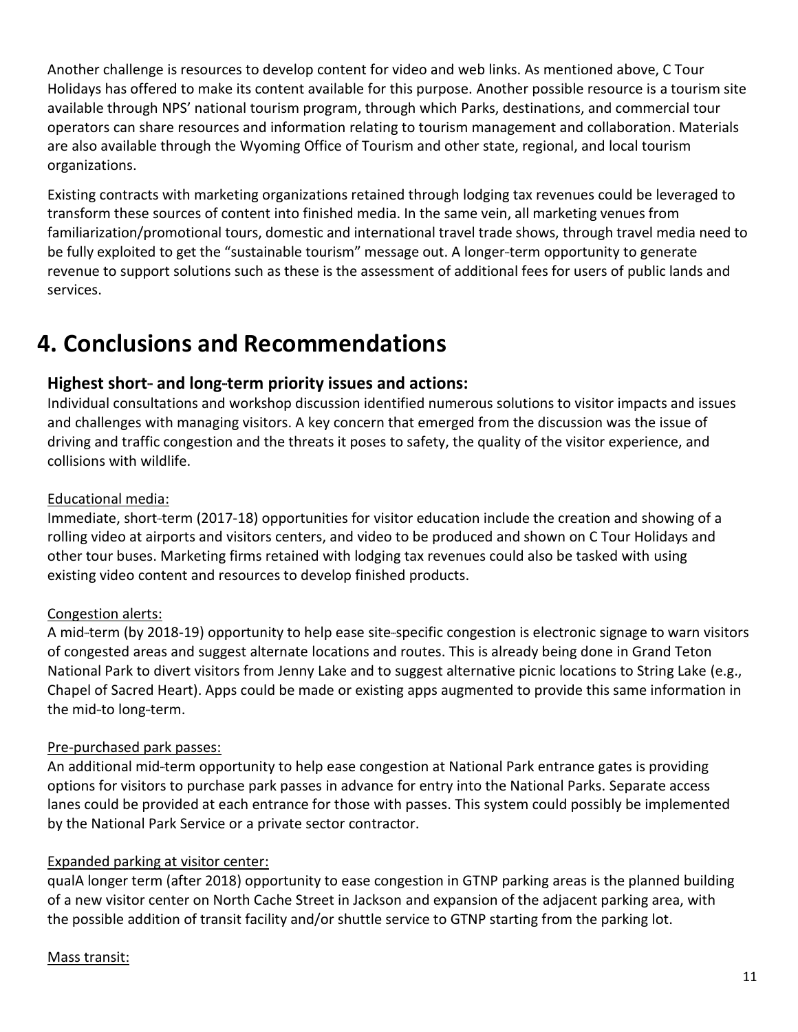Another challenge is resources to develop content for video and web links. As mentioned above, C Tour Holidays has offered to make its content available for this purpose. Another possible resource is a tourism site available through NPS' national tourism program, through which Parks, destinations, and commercial tour operators can share resources and information relating to tourism management and collaboration. Materials are also available through the Wyoming Office of Tourism and other state, regional, and local tourism organizations.

Existing contracts with marketing organizations retained through lodging tax revenues could be leveraged to transform these sources of content into finished media. In the same vein, all marketing venues from familiarization/promotional tours, domestic and international travel trade shows, through travel media need to be fully exploited to get the "sustainable tourism" message out. A longer-term opportunity to generate revenue to support solutions such as these is the assessment of additional fees for users of public lands and services.

# 4. Conclusions and Recommendations

### Highest short- and long-term priority issues and actions:

Individual consultations and workshop discussion identified numerous solutions to visitor impacts and issues and challenges with managing visitors. A key concern that emerged from the discussion was the issue of driving and traffic congestion and the threats it poses to safety, the quality of the visitor experience, and collisions with wildlife.

Educational media:

Immediate, short-term (2017-18) opportunities for visitor education include the creation and showing of a rolling video at airports and visitors centers, and video to be produced and shown on C Tour Holidays and other tour buses. Marketing firms retained with lodging tax revenues could also be tasked with using existing video content and resources to develop finished products.

Congestion alerts:

A mid-term (by 2018-19) opportunity to help ease site-specific congestion is electronic signage to warn visitors of congested areas and suggest alternate locations and routes. This is already being done in Grand Teton National Park to divert visitors from Jenny Lake and to suggest alternative picnic locations to String Lake (e.g., Chapel of Sacred Heart). Apps could be made or existing apps augmented to provide this same information in the mid-to long-term.

Pre-purchased park passes:

An additional mid-term opportunity to help ease congestion at National Park entrance gates is providing options for visitors to purchase park passes in advance for entry into the National Parks. Separate access lanes could be provided at each entrance for those with passes. This system could possibly be implemented by the National Park Service or a private sector contractor.

Expanded parking at visitor center:

qualA longer term (after 2018) opportunity to ease congestion in GTNP parking areas is the planned building of a new visitor center on North Cache Street in Jackson and expansion of the adjacent parking area, with the possible addition of transit facility and/or shuttle service to GTNP starting from the parking lot.

Mass transit: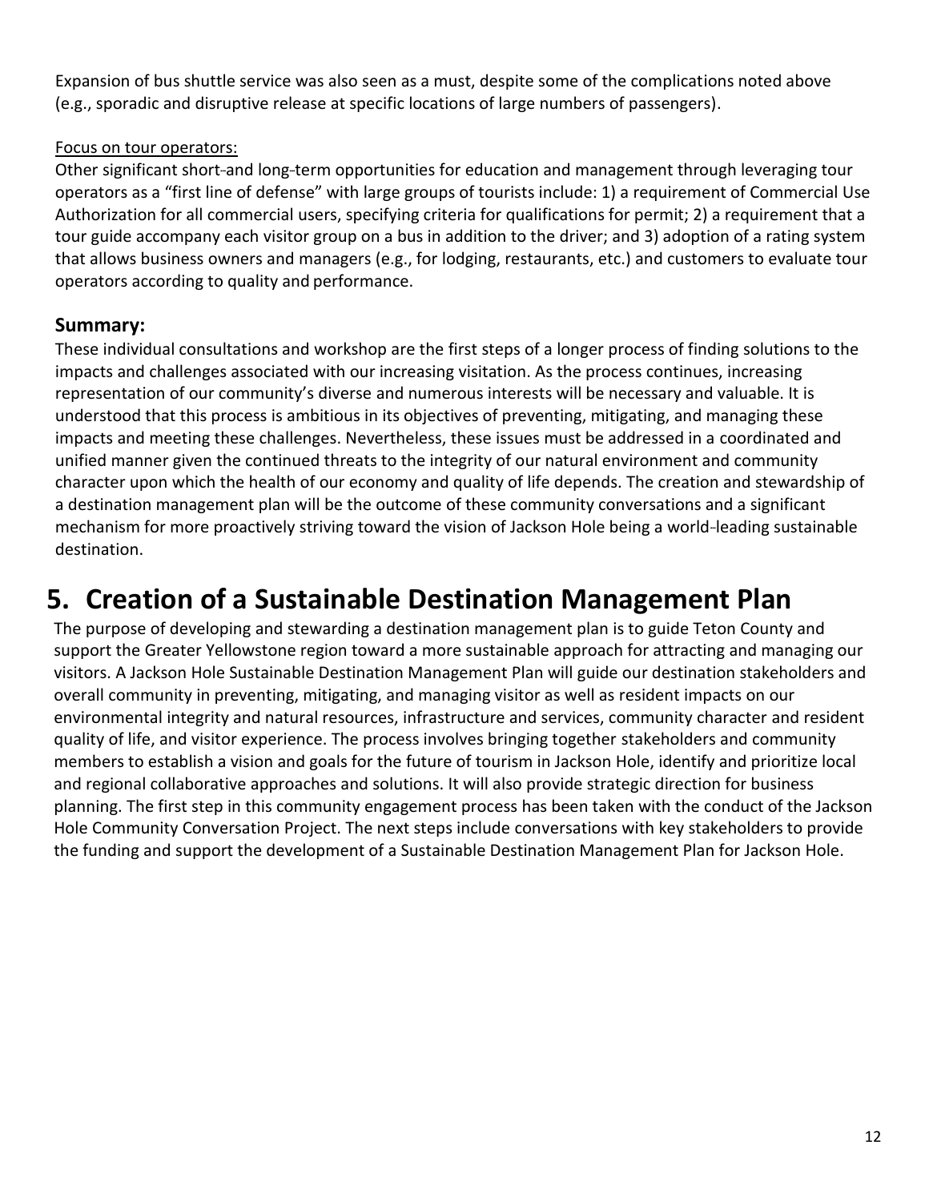Expansion of bus shuttle service was also seen as a must, despite some of the complications noted above (e.g., sporadic and disruptive release at specific locations of large numbers of passengers).

Focus on tour operators:

Other significant short-and long-term opportunities for education and management through leveraging tour operators as a "first line of defense" with large groups of tourists include: 1) a requirement of Commercial Use Authorization for all commercial users, specifying criteria for qualifications for permit; 2) a requirement that a tour guide accompany each visitor group on a bus in addition to the driver; and 3) adoption of a rating system that allows business owners and managers (e.g., for lodging, restaurants, etc.) and customers to evaluate tour operators according to quality and performance.

### Summary:

These individual consultations and workshop are the first steps of a longer process of finding solutions to the impacts and challenges associated with our increasing visitation. As the process continues, increasing representation of our community's diverse and numerous interests will be necessary and valuable. It is understood that this process is ambitious in its objectives of preventing, mitigating, and managing these impacts and meeting these challenges. Nevertheless, these issues must be addressed in a coordinated and unified manner given the continued threats to the integrity of our natural environment and community character upon which the health of our economy and quality of life depends. The creation and stewardship of a destination management plan will be the outcome of these community conversations and a significant mechanism for more proactively striving toward the vision of Jackson Hole being a world-leading sustainable destination.

# 5. Creation of a Sustainable Destination Management Plan

The purpose of developing and stewarding a destination management plan is to guide Teton County and support the Greater Yellowstone region toward a more sustainable approach for attracting and managing our visitors. A Jackson Hole Sustainable Destination Management Plan will guide our destination stakeholders and overall community in preventing, mitigating, and managing visitor as well as resident impacts on our environmental integrity and natural resources, infrastructure and services, community character and resident quality of life, and visitor experience. The process involves bringing together stakeholders and community members to establish a vision and goals for the future of tourism in Jackson Hole, identify and prioritize local and regional collaborative approaches and solutions. It will also provide strategic direction for business planning. The first step in this community engagement process has been taken with the conduct of the Jackson Hole Community Conversation Project. The next steps include conversations with key stakeholders to provide the funding and support the development of a Sustainable Destination Management Plan for Jackson Hole.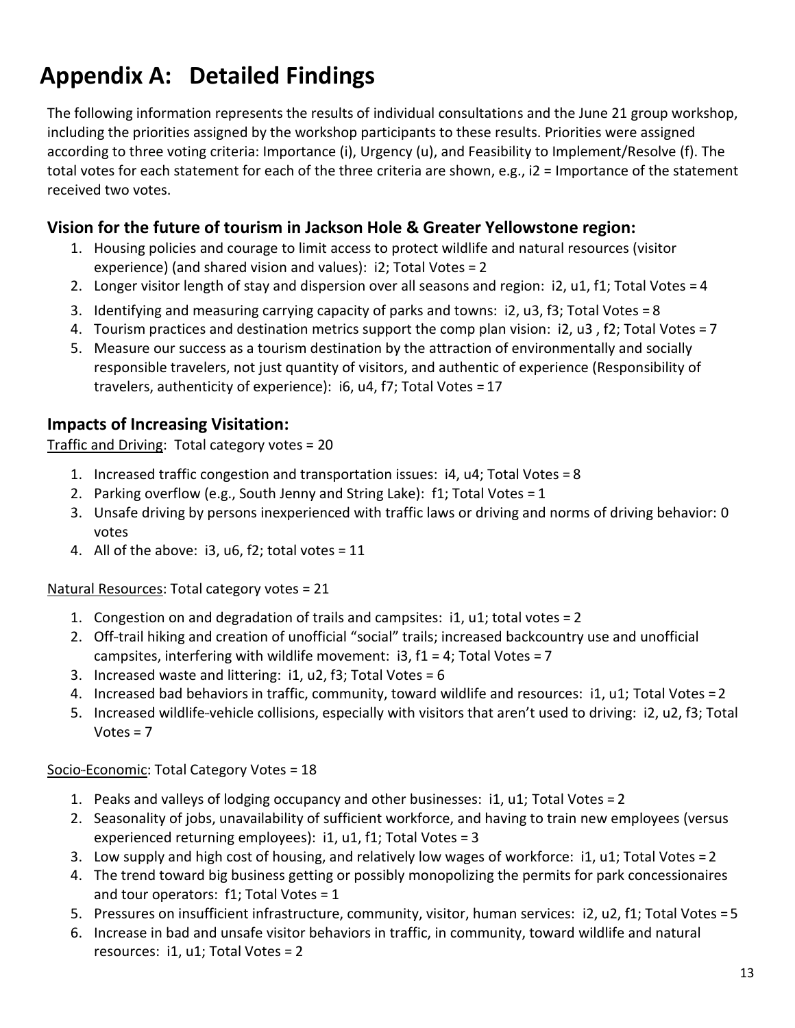# Appendix A: Detailed Findings

The following information represents the results of individual consultations and the June 21 group workshop, including the priorities assigned by the workshop participants to these results. Priorities were assigned according to three voting criteria: Importance (i), Urgency (u), and Feasibility to Implement/Resolve (f). The total votes for each statement for each of the three criteria are shown, e.g., i2 = Importance of the statement received two votes.

## Vision for the future of tourism in Jackson Hole & Greater Yellowstone region:

1. Housing policies and courage to limit access to protect wildlife and natural resources (visitor experience) (and shared vision and values): i2; Total Votes = 2
2. Longer visitor length of stay and dispersion over all seasons and region: i2, u1, f1; Total Votes = 4
3. Identifying and measuring carrying capacity of parks and towns: i2, u3, f3; Total Votes = 8
4. Tourism practices and destination metrics support the comp plan vision: i2, u3 , f2; Total Votes = 7
5. Measure our success as a tourism destination by the attraction of environmentally and socially responsible travelers, not just quantity of visitors, and authentic of experience (Responsibility of travelers, authenticity of experience): i6, u4, f7; Total Votes = 17

## Impacts of Increasing Visitation:

<u>Traffic and Driving</u>: Total category votes = 20

1. Increased traffic congestion and transportation issues: i4, u4; Total Votes = 8
2. Parking overflow (e.g., South Jenny and String Lake): f1; Total Votes = 1
3. Unsafe driving by persons inexperienced with traffic laws or driving and norms of driving behavior: 0 votes
4. All of the above: i3, u6, f2; total votes = 11

<u>Natural Resources</u>: Total category votes = 21

1. Congestion on and degradation of trails and campsites: i1, u1; total votes = 2
2. Off-trail hiking and creation of unofficial "social" trails; increased backcountry use and unofficial campsites, interfering with wildlife movement: i3, f1 = 4; Total Votes = 7
3. Increased waste and littering: i1, u2, f3; Total Votes = 6
4. Increased bad behaviors in traffic, community, toward wildlife and resources: i1, u1; Total Votes = 2
5. Increased wildlife-vehicle collisions, especially with visitors that aren't used to driving: i2, u2, f3; Total Votes = 7

<u>Socio-Economic</u>: Total Category Votes = 18

1. Peaks and valleys of lodging occupancy and other businesses: i1, u1; Total Votes = 2
2. Seasonality of jobs, unavailability of sufficient workforce, and having to train new employees (versus experienced returning employees): i1, u1, f1; Total Votes = 3
3. Low supply and high cost of housing, and relatively low wages of workforce: i1, u1; Total Votes = 2
4. The trend toward big business getting or possibly monopolizing the permits for park concessionaires and tour operators: f1; Total Votes = 1
5. Pressures on insufficient infrastructure, community, visitor, human services: i2, u2, f1; Total Votes = 5
6. Increase in bad and unsafe visitor behaviors in traffic, in community, toward wildlife and natural resources: i1, u1; Total Votes = 2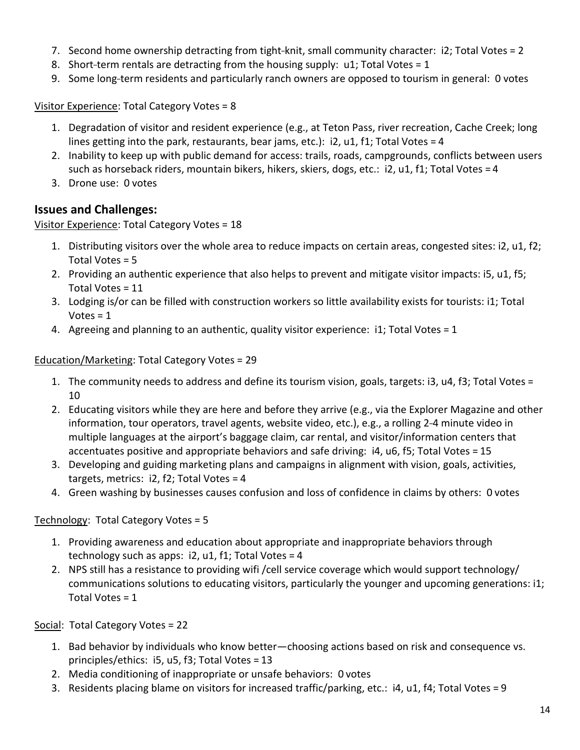7. Second home ownership detracting from tight-knit, small community character: i2; Total Votes = 2
8. Short-term rentals are detracting from the housing supply: u1; Total Votes = 1
9. Some long-term residents and particularly ranch owners are opposed to tourism in general: 0 votes

Visitor Experience: Total Category Votes = 8

1. Degradation of visitor and resident experience (e.g., at Teton Pass, river recreation, Cache Creek; long lines getting into the park, restaurants, bear jams, etc.): i2, u1, f1; Total Votes = 4
2. Inability to keep up with public demand for access: trails, roads, campgrounds, conflicts between users such as horseback riders, mountain bikers, hikers, skiers, dogs, etc.: i2, u1, f1; Total Votes = 4
3. Drone use: 0 votes

## Issues and Challenges:

Visitor Experience: Total Category Votes = 18

1. Distributing visitors over the whole area to reduce impacts on certain areas, congested sites: i2, u1, f2; Total Votes = 5
2. Providing an authentic experience that also helps to prevent and mitigate visitor impacts: i5, u1, f5; Total Votes = 11
3. Lodging is/or can be filled with construction workers so little availability exists for tourists: i1; Total Votes = 1
4. Agreeing and planning to an authentic, quality visitor experience: i1; Total Votes = 1

Education/Marketing: Total Category Votes = 29

1. The community needs to address and define its tourism vision, goals, targets: i3, u4, f3; Total Votes = 10
2. Educating visitors while they are here and before they arrive (e.g., via the Explorer Magazine and other information, tour operators, travel agents, website video, etc.), e.g., a rolling 2-4 minute video in multiple languages at the airport's baggage claim, car rental, and visitor/information centers that accentuates positive and appropriate behaviors and safe driving: i4, u6, f5; Total Votes = 15
3. Developing and guiding marketing plans and campaigns in alignment with vision, goals, activities, targets, metrics: i2, f2; Total Votes = 4
4. Green washing by businesses causes confusion and loss of confidence in claims by others: 0 votes

Technology: Total Category Votes = 5

1. Providing awareness and education about appropriate and inappropriate behaviors through technology such as apps: i2, u1, f1; Total Votes = 4
2. NPS still has a resistance to providing wifi /cell service coverage which would support technology/ communications solutions to educating visitors, particularly the younger and upcoming generations: i1; Total Votes = 1

Social: Total Category Votes = 22

1. Bad behavior by individuals who know better—choosing actions based on risk and consequence vs. principles/ethics: i5, u5, f3; Total Votes = 13
2. Media conditioning of inappropriate or unsafe behaviors: 0 votes
3. Residents placing blame on visitors for increased traffic/parking, etc.: i4, u1, f4; Total Votes = 9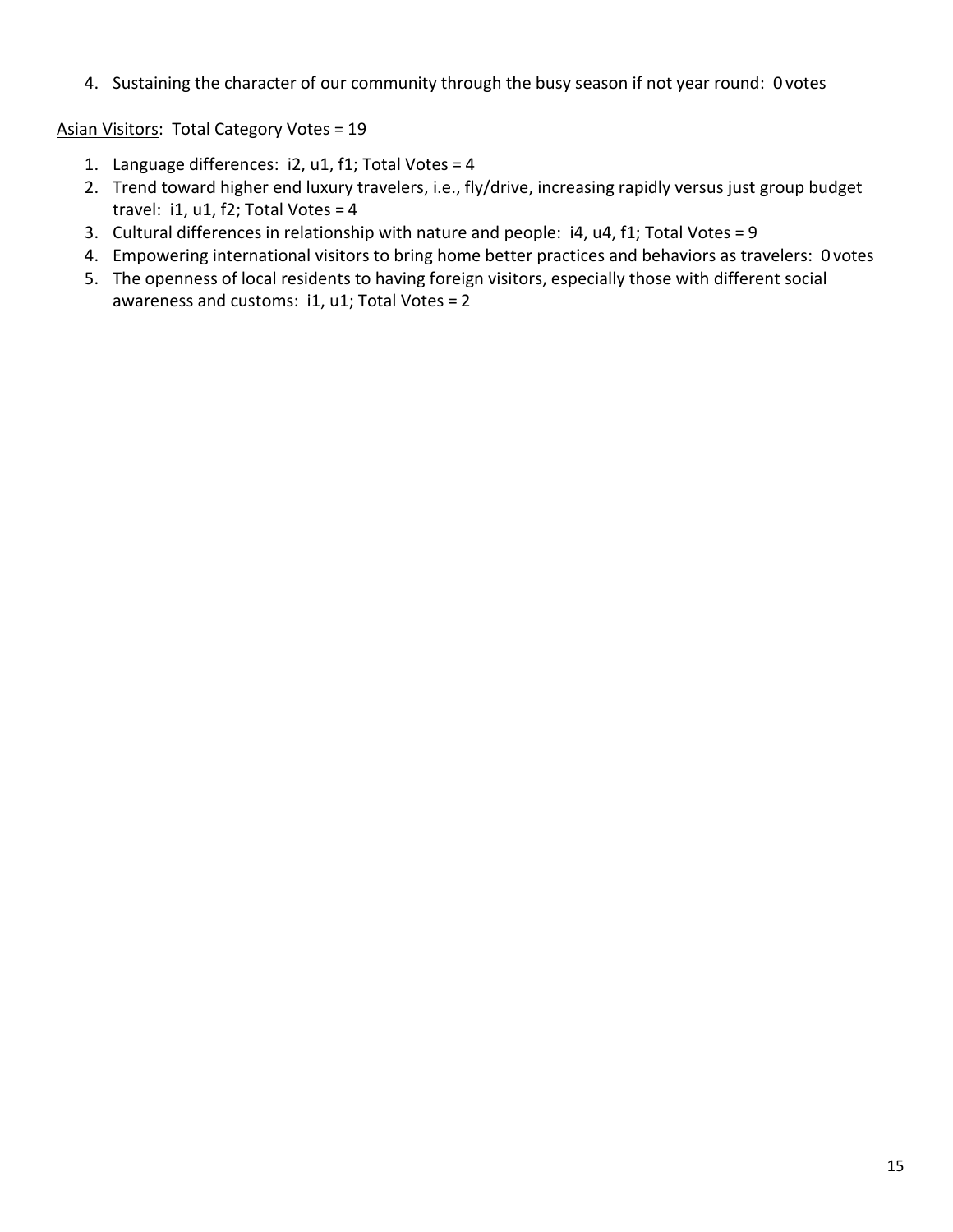4. Sustaining the character of our community through the busy season if not year round: 0 votes

<u>Asian Visitors</u>: Total Category Votes = 19

1. Language differences: i2, u1, f1; Total Votes = 4
2. Trend toward higher end luxury travelers, i.e., fly/drive, increasing rapidly versus just group budget travel: i1, u1, f2; Total Votes = 4
3. Cultural differences in relationship with nature and people: i4, u4, f1; Total Votes = 9
4. Empowering international visitors to bring home better practices and behaviors as travelers: 0 votes
5. The openness of local residents to having foreign visitors, especially those with different social awareness and customs: i1, u1; Total Votes = 2